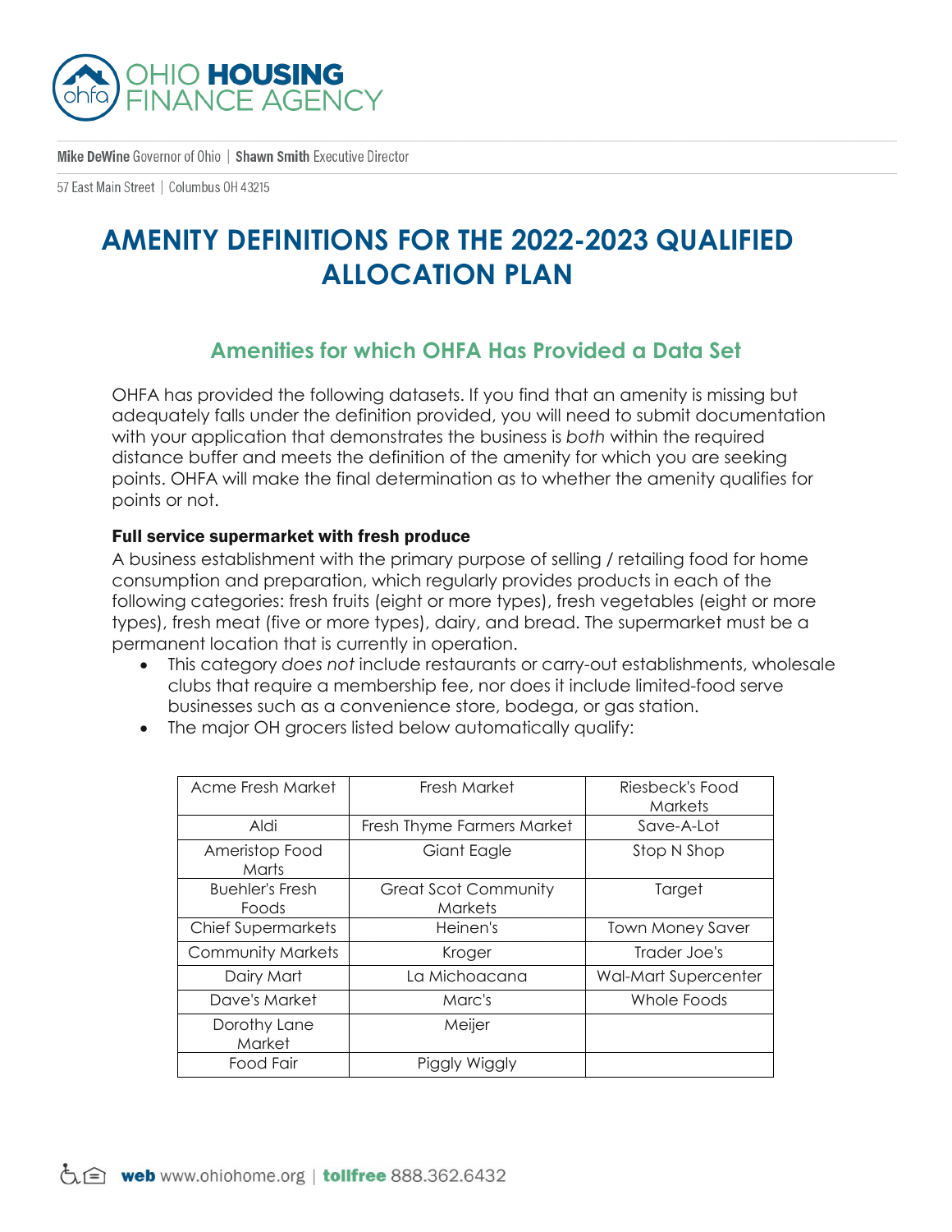OHIO HOUSING FINANCE AGENCY

**Mike DeWine** Governor of Ohio | **Shawn Smith** Executive Director

57 East Main Street | Columbus OH 43215

# AMENITY DEFINITIONS FOR THE 2022-2023 QUALIFIED ALLOCATION PLAN

## Amenities for which OHFA Has Provided a Data Set

OHFA has provided the following datasets. If you find that an amenity is missing but adequately falls under the definition provided, you will need to submit documentation with your application that demonstrates the business is *both* within the required distance buffer and meets the definition of the amenity for which you are seeking points. OHFA will make the final determination as to whether the amenity qualifies for points or not.

### Full service supermarket with fresh produce

A business establishment with the primary purpose of selling / retailing food for home consumption and preparation, which regularly provides products in each of the following categories: fresh fruits (eight or more types), fresh vegetables (eight or more types), fresh meat (five or more types), dairy, and bread. The supermarket must be a permanent location that is currently in operation.

- This category *does not* include restaurants or carry-out establishments, wholesale clubs that require a membership fee, nor does it include limited-food serve businesses such as a convenience store, bodega, or gas station.
- The major OH grocers listed below automatically qualify:

| | | |
|---|---|---|
| Acme Fresh Market | Fresh Market | Riesbeck's Food Markets |
| Aldi | Fresh Thyme Farmers Market | Save-A-Lot |
| Ameristop Food Marts | Giant Eagle | Stop N Shop |
| Buehler's Fresh Foods | Great Scot Community Markets | Target |
| Chief Supermarkets | Heinen's | Town Money Saver |
| Community Markets | Kroger | Trader Joe's |
| Dairy Mart | La Michoacana | Wal-Mart Supercenter |
| Dave's Market | Marc's | Whole Foods |
| Dorothy Lane Market | Meijer | |
| Food Fair | Piggly Wiggly | |

**web** www.ohiohome.org | **tollfree** 888.362.6432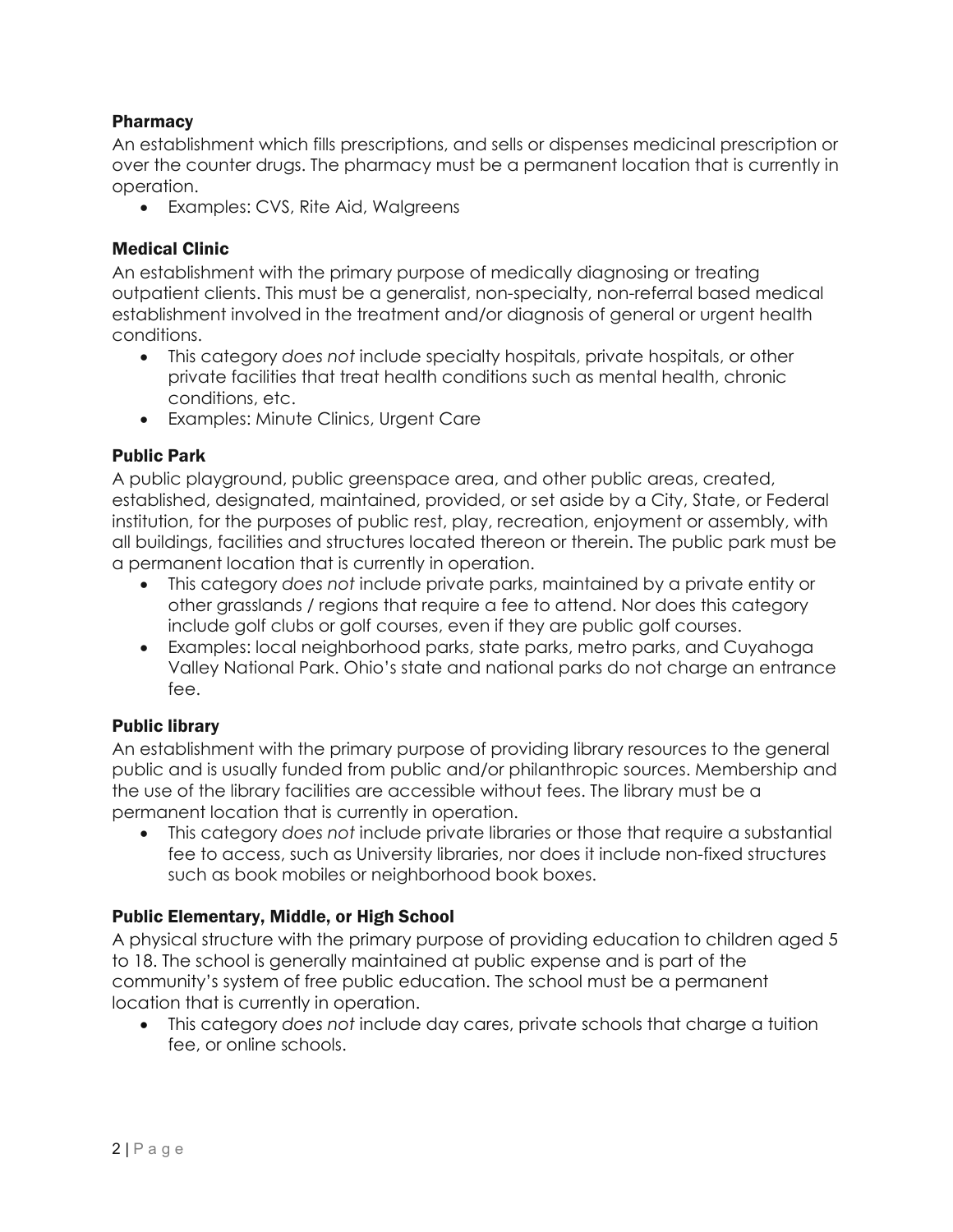### Pharmacy

An establishment which fills prescriptions, and sells or dispenses medicinal prescription or over the counter drugs. The pharmacy must be a permanent location that is currently in operation.

- Examples: CVS, Rite Aid, Walgreens

### Medical Clinic

An establishment with the primary purpose of medically diagnosing or treating outpatient clients. This must be a generalist, non-specialty, non-referral based medical establishment involved in the treatment and/or diagnosis of general or urgent health conditions.

- This category *does not* include specialty hospitals, private hospitals, or other private facilities that treat health conditions such as mental health, chronic conditions, etc.
- Examples: Minute Clinics, Urgent Care

### Public Park

A public playground, public greenspace area, and other public areas, created, established, designated, maintained, provided, or set aside by a City, State, or Federal institution, for the purposes of public rest, play, recreation, enjoyment or assembly, with all buildings, facilities and structures located thereon or therein. The public park must be a permanent location that is currently in operation.

- This category *does not* include private parks, maintained by a private entity or other grasslands / regions that require a fee to attend. Nor does this category include golf clubs or golf courses, even if they are public golf courses.
- Examples: local neighborhood parks, state parks, metro parks, and Cuyahoga Valley National Park. Ohio's state and national parks do not charge an entrance fee.

### Public library

An establishment with the primary purpose of providing library resources to the general public and is usually funded from public and/or philanthropic sources. Membership and the use of the library facilities are accessible without fees. The library must be a permanent location that is currently in operation.

- This category *does not* include private libraries or those that require a substantial fee to access, such as University libraries, nor does it include non-fixed structures such as book mobiles or neighborhood book boxes.

### Public Elementary, Middle, or High School

A physical structure with the primary purpose of providing education to children aged 5 to 18. The school is generally maintained at public expense and is part of the community's system of free public education. The school must be a permanent location that is currently in operation.

- This category *does not* include day cares, private schools that charge a tuition fee, or online schools.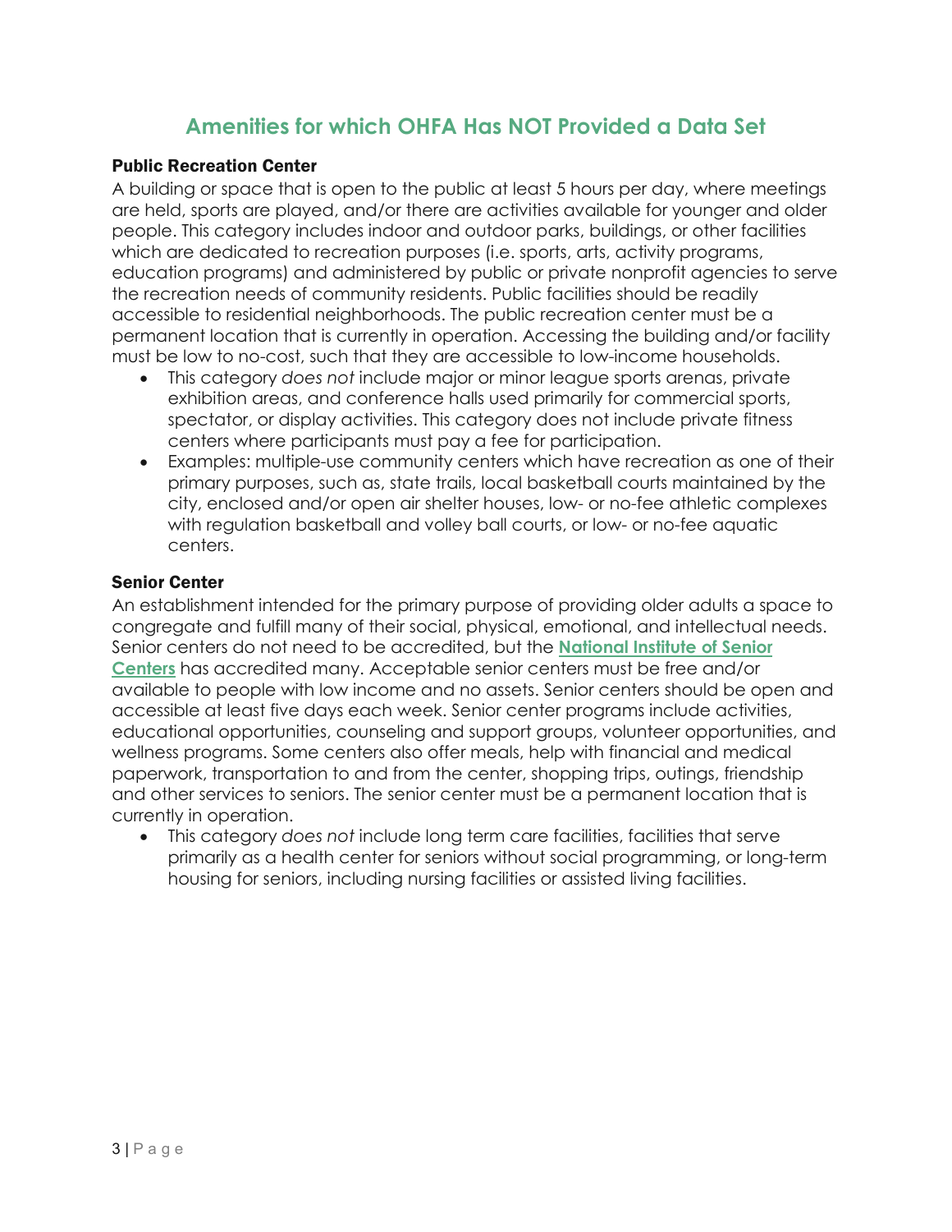## Amenities for which OHFA Has NOT Provided a Data Set

### Public Recreation Center

A building or space that is open to the public at least 5 hours per day, where meetings are held, sports are played, and/or there are activities available for younger and older people. This category includes indoor and outdoor parks, buildings, or other facilities which are dedicated to recreation purposes (i.e. sports, arts, activity programs, education programs) and administered by public or private nonprofit agencies to serve the recreation needs of community residents. Public facilities should be readily accessible to residential neighborhoods. The public recreation center must be a permanent location that is currently in operation. Accessing the building and/or facility must be low to no-cost, such that they are accessible to low-income households.

- This category *does not* include major or minor league sports arenas, private exhibition areas, and conference halls used primarily for commercial sports, spectator, or display activities. This category does not include private fitness centers where participants must pay a fee for participation.
- Examples: multiple-use community centers which have recreation as one of their primary purposes, such as, state trails, local basketball courts maintained by the city, enclosed and/or open air shelter houses, low- or no-fee athletic complexes with regulation basketball and volley ball courts, or low- or no-fee aquatic centers.

### Senior Center

An establishment intended for the primary purpose of providing older adults a space to congregate and fulfill many of their social, physical, emotional, and intellectual needs. Senior centers do not need to be accredited, but the **National Institute of Senior Centers** has accredited many. Acceptable senior centers must be free and/or available to people with low income and no assets. Senior centers should be open and accessible at least five days each week. Senior center programs include activities, educational opportunities, counseling and support groups, volunteer opportunities, and wellness programs. Some centers also offer meals, help with financial and medical paperwork, transportation to and from the center, shopping trips, outings, friendship and other services to seniors. The senior center must be a permanent location that is currently in operation.

- This category *does not* include long term care facilities, facilities that serve primarily as a health center for seniors without social programming, or long-term housing for seniors, including nursing facilities or assisted living facilities.